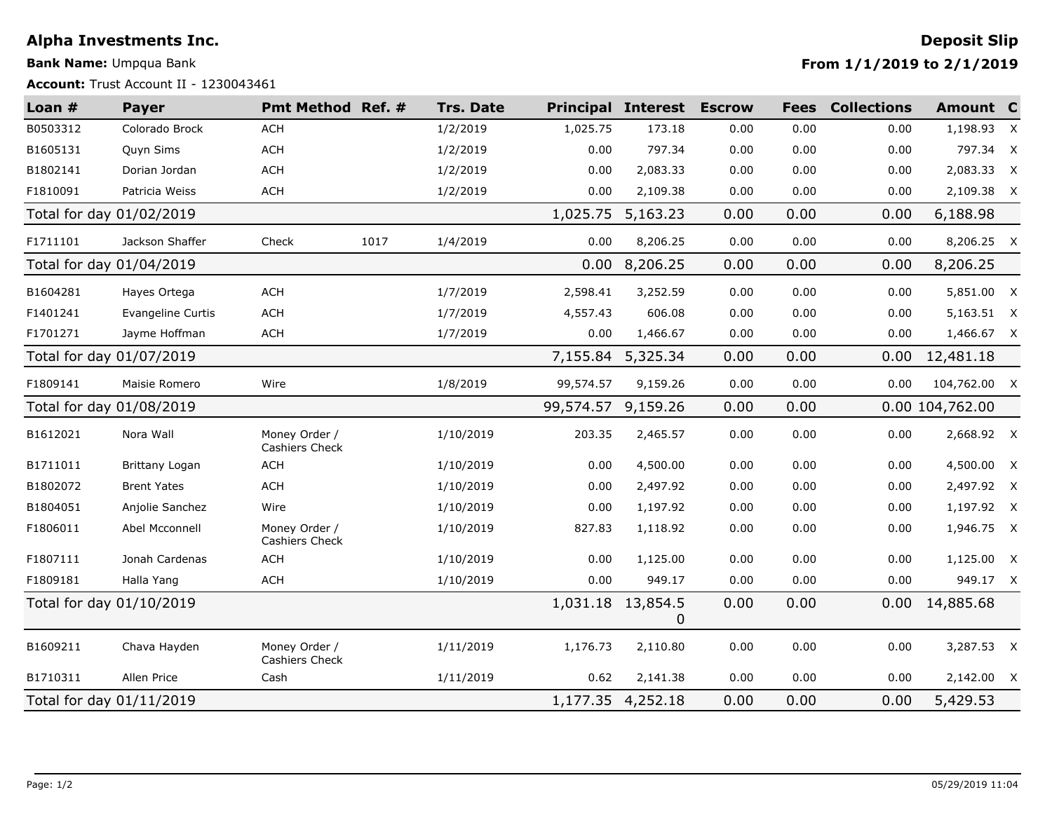**Alpha Investments Inc.**

**Bank Name:** Umpqua Bank

**Account:** Trust Account II - 1230043461

**Deposit Slip**

**From 1/1/2019 to 2/1/2019**

| Loan # | Payer | Pmt Method | Ref. # | Trs. Date | Principal | Interest | Escrow | Fees | Collections | Amount | C |
|---|---|---|---|---|---|---|---|---|---|---|---|
| B0503312 | Colorado Brock | ACH | | 1/2/2019 | 1,025.75 | 173.18 | 0.00 | 0.00 | 0.00 | 1,198.93 | X |
| B1605131 | Quyn Sims | ACH | | 1/2/2019 | 0.00 | 797.34 | 0.00 | 0.00 | 0.00 | 797.34 | X |
| B1802141 | Dorian Jordan | ACH | | 1/2/2019 | 0.00 | 2,083.33 | 0.00 | 0.00 | 0.00 | 2,083.33 | X |
| F1810091 | Patricia Weiss | ACH | | 1/2/2019 | 0.00 | 2,109.38 | 0.00 | 0.00 | 0.00 | 2,109.38 | X |
| Total for day 01/02/2019 | | | | | 1,025.75 | 5,163.23 | 0.00 | 0.00 | 0.00 | 6,188.98 | |
| F1711101 | Jackson Shaffer | Check | 1017 | 1/4/2019 | 0.00 | 8,206.25 | 0.00 | 0.00 | 0.00 | 8,206.25 | X |
| Total for day 01/04/2019 | | | | | 0.00 | 8,206.25 | 0.00 | 0.00 | 0.00 | 8,206.25 | |
| B1604281 | Hayes Ortega | ACH | | 1/7/2019 | 2,598.41 | 3,252.59 | 0.00 | 0.00 | 0.00 | 5,851.00 | X |
| F1401241 | Evangeline Curtis | ACH | | 1/7/2019 | 4,557.43 | 606.08 | 0.00 | 0.00 | 0.00 | 5,163.51 | X |
| F1701271 | Jayme Hoffman | ACH | | 1/7/2019 | 0.00 | 1,466.67 | 0.00 | 0.00 | 0.00 | 1,466.67 | X |
| Total for day 01/07/2019 | | | | | 7,155.84 | 5,325.34 | 0.00 | 0.00 | 0.00 | 12,481.18 | |
| F1809141 | Maisie Romero | Wire | | 1/8/2019 | 99,574.57 | 9,159.26 | 0.00 | 0.00 | 0.00 | 104,762.00 | X |
| Total for day 01/08/2019 | | | | | 99,574.57 | 9,159.26 | 0.00 | 0.00 | 0.00 | 104,762.00 | |
| B1612021 | Nora Wall | Money Order / Cashiers Check | | 1/10/2019 | 203.35 | 2,465.57 | 0.00 | 0.00 | 0.00 | 2,668.92 | X |
| B1711011 | Brittany Logan | ACH | | 1/10/2019 | 0.00 | 4,500.00 | 0.00 | 0.00 | 0.00 | 4,500.00 | X |
| B1802072 | Brent Yates | ACH | | 1/10/2019 | 0.00 | 2,497.92 | 0.00 | 0.00 | 0.00 | 2,497.92 | X |
| B1804051 | Anjolie Sanchez | Wire | | 1/10/2019 | 0.00 | 1,197.92 | 0.00 | 0.00 | 0.00 | 1,197.92 | X |
| F1806011 | Abel Mcconnell | Money Order / Cashiers Check | | 1/10/2019 | 827.83 | 1,118.92 | 0.00 | 0.00 | 0.00 | 1,946.75 | X |
| F1807111 | Jonah Cardenas | ACH | | 1/10/2019 | 0.00 | 1,125.00 | 0.00 | 0.00 | 0.00 | 1,125.00 | X |
| F1809181 | Halla Yang | ACH | | 1/10/2019 | 0.00 | 949.17 | 0.00 | 0.00 | 0.00 | 949.17 | X |
| Total for day 01/10/2019 | | | | | 1,031.18 | 13,854.50 | 0.00 | 0.00 | 0.00 | 14,885.68 | |
| B1609211 | Chava Hayden | Money Order / Cashiers Check | | 1/11/2019 | 1,176.73 | 2,110.80 | 0.00 | 0.00 | 0.00 | 3,287.53 | X |
| B1710311 | Allen Price | Cash | | 1/11/2019 | 0.62 | 2,141.38 | 0.00 | 0.00 | 0.00 | 2,142.00 | X |
| Total for day 01/11/2019 | | | | | 1,177.35 | 4,252.18 | 0.00 | 0.00 | 0.00 | 5,429.53 | |

05/29/2019 11:04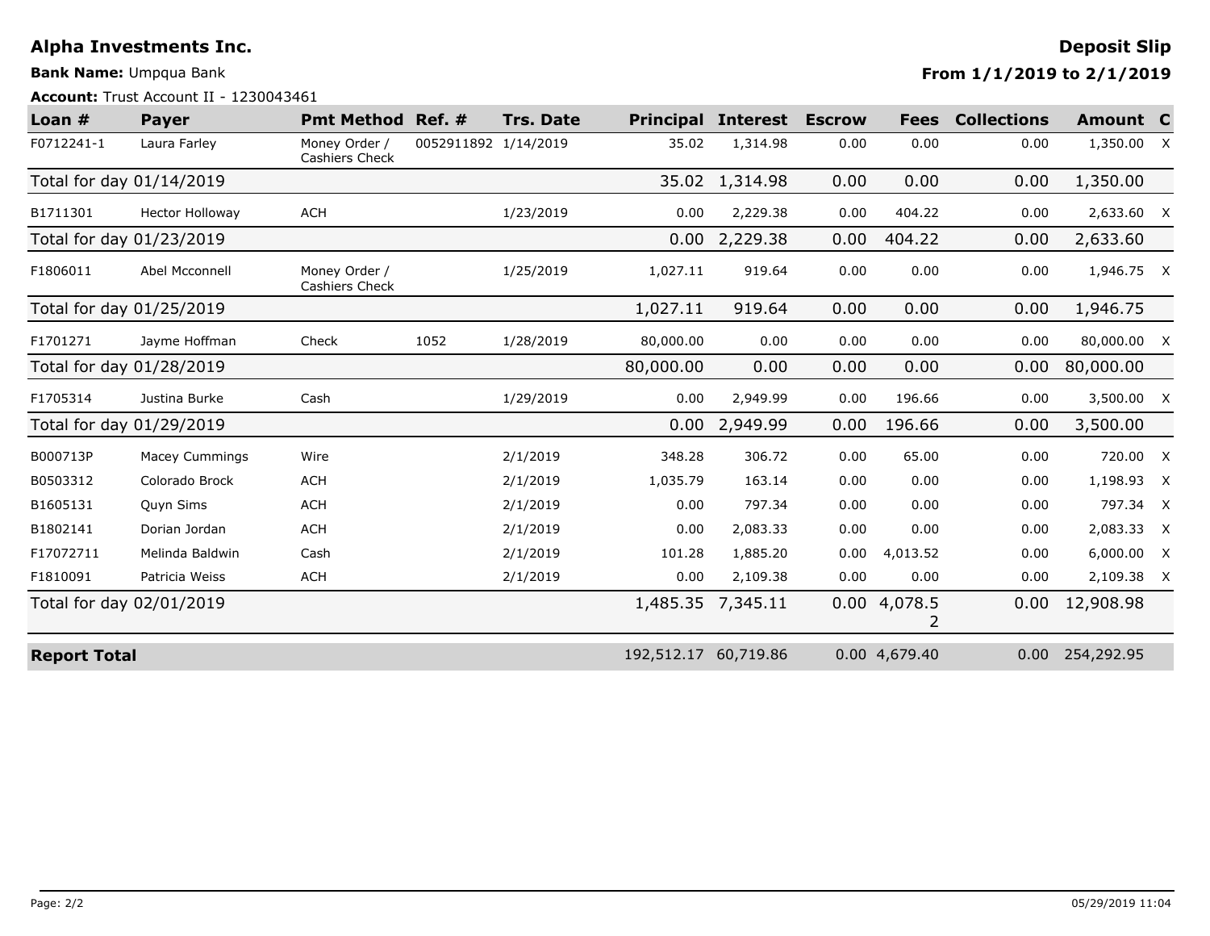**Alpha Investments Inc.**

**Deposit Slip**

**Bank Name:** Umpqua Bank

**From 1/1/2019 to 2/1/2019**

**Account:** Trust Account II - 1230043461

| Loan # | Payer | Pmt Method | Ref. # | Trs. Date | Principal | Interest | Escrow | Fees | Collections | Amount | C |
|---|---|---|---|---|---|---|---|---|---|---|---|
| F0712241-1 | Laura Farley | Money Order / Cashiers Check | 0052911892 | 1/14/2019 | 35.02 | 1,314.98 | 0.00 | 0.00 | 0.00 | 1,350.00 | X |
| Total for day 01/14/2019 | | | | | 35.02 | 1,314.98 | 0.00 | 0.00 | 0.00 | 1,350.00 | |
| B1711301 | Hector Holloway | ACH | | 1/23/2019 | 0.00 | 2,229.38 | 0.00 | 404.22 | 0.00 | 2,633.60 | X |
| Total for day 01/23/2019 | | | | | 0.00 | 2,229.38 | 0.00 | 404.22 | 0.00 | 2,633.60 | |
| F1806011 | Abel Mcconnell | Money Order / Cashiers Check | | 1/25/2019 | 1,027.11 | 919.64 | 0.00 | 0.00 | 0.00 | 1,946.75 | X |
| Total for day 01/25/2019 | | | | | 1,027.11 | 919.64 | 0.00 | 0.00 | 0.00 | 1,946.75 | |
| F1701271 | Jayme Hoffman | Check | 1052 | 1/28/2019 | 80,000.00 | 0.00 | 0.00 | 0.00 | 0.00 | 80,000.00 | X |
| Total for day 01/28/2019 | | | | | 80,000.00 | 0.00 | 0.00 | 0.00 | 0.00 | 80,000.00 | |
| F1705314 | Justina Burke | Cash | | 1/29/2019 | 0.00 | 2,949.99 | 0.00 | 196.66 | 0.00 | 3,500.00 | X |
| Total for day 01/29/2019 | | | | | 0.00 | 2,949.99 | 0.00 | 196.66 | 0.00 | 3,500.00 | |
| B000713P | Macey Cummings | Wire | | 2/1/2019 | 348.28 | 306.72 | 0.00 | 65.00 | 0.00 | 720.00 | X |
| B0503312 | Colorado Brock | ACH | | 2/1/2019 | 1,035.79 | 163.14 | 0.00 | 0.00 | 0.00 | 1,198.93 | X |
| B1605131 | Quyn Sims | ACH | | 2/1/2019 | 0.00 | 797.34 | 0.00 | 0.00 | 0.00 | 797.34 | X |
| B1802141 | Dorian Jordan | ACH | | 2/1/2019 | 0.00 | 2,083.33 | 0.00 | 0.00 | 0.00 | 2,083.33 | X |
| F17072711 | Melinda Baldwin | Cash | | 2/1/2019 | 101.28 | 1,885.20 | 0.00 | 4,013.52 | 0.00 | 6,000.00 | X |
| F1810091 | Patricia Weiss | ACH | | 2/1/2019 | 0.00 | 2,109.38 | 0.00 | 0.00 | 0.00 | 2,109.38 | X |
| Total for day 02/01/2019 | | | | | 1,485.35 | 7,345.11 | 0.00 | 4,078.52 | 0.00 | 12,908.98 | |
| **Report Total** | | | | | 192,512.17 | 60,719.86 | 0.00 | 4,679.40 | 0.00 | 254,292.95 | |

05/29/2019 11:04